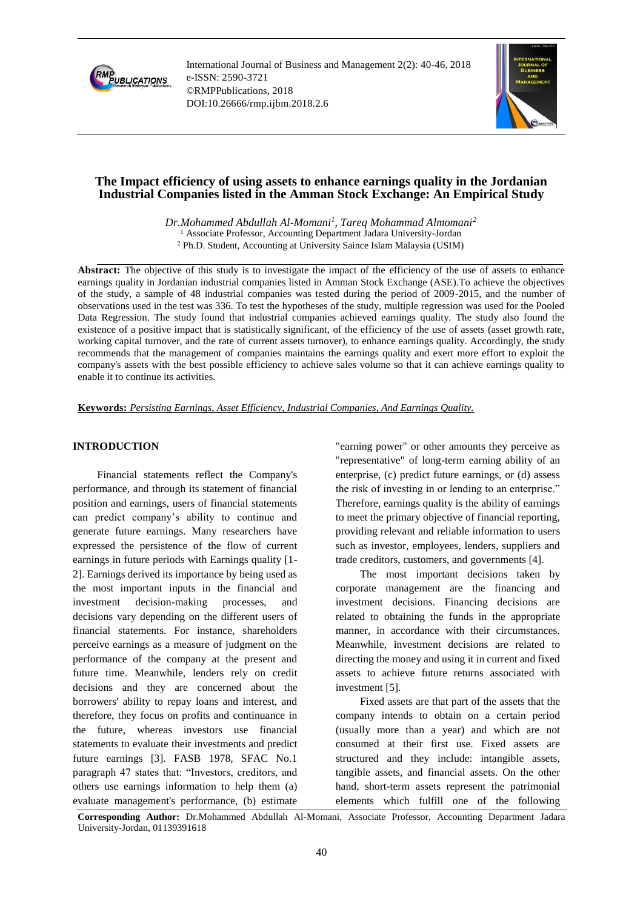# The Impact efficiency of using assets to enhance earnings quality in the Jordanian Industrial Companies listed in the Amman Stock Exchange: An Empirical Study

*Dr.Mohammed Abdullah Al-Momani[1], Tareq Mohammad Almomani[2]*

[1] Associate Professor, Accounting Department Jadara University-Jordan

[2] Ph.D. Student, Accounting at University Saince Islam Malaysia (USIM)

**Abstract:** The objective of this study is to investigate the impact of the efficiency of the use of assets to enhance earnings quality in Jordanian industrial companies listed in Amman Stock Exchange (ASE).To achieve the objectives of the study, a sample of 48 industrial companies was tested during the period of 2009-2015, and the number of observations used in the test was 336. To test the hypotheses of the study, multiple regression was used for the Pooled Data Regression. The study found that industrial companies achieved earnings quality. The study also found the existence of a positive impact that is statistically significant, of the efficiency of the use of assets (asset growth rate, working capital turnover, and the rate of current assets turnover), to enhance earnings quality. Accordingly, the study recommends that the management of companies maintains the earnings quality and exert more effort to exploit the company's assets with the best possible efficiency to achieve sales volume so that it can achieve earnings quality to enable it to continue its activities.

**Keywords:** *Persisting Earnings, Asset Efficiency, Industrial Companies, And Earnings Quality.*

## INTRODUCTION

Financial statements reflect the Company's performance, and through its statement of financial position and earnings, users of financial statements can predict company's ability to continue and generate future earnings. Many researchers have expressed the persistence of the flow of current earnings in future periods with Earnings quality [1-2]. Earnings derived its importance by being used as the most important inputs in the financial and investment decision-making processes, and decisions vary depending on the different users of financial statements. For instance, shareholders perceive earnings as a measure of judgment on the performance of the company at the present and future time. Meanwhile, lenders rely on credit decisions and they are concerned about the borrowers' ability to repay loans and interest, and therefore, they focus on profits and continuance in the future, whereas investors use financial statements to evaluate their investments and predict future earnings [3]. FASB 1978, SFAC No.1 paragraph 47 states that: "Investors, creditors, and others use earnings information to help them (a) evaluate management's performance, (b) estimate "earning power" or other amounts they perceive as "representative" of long-term earning ability of an enterprise, (c) predict future earnings, or (d) assess the risk of investing in or lending to an enterprise." Therefore, earnings quality is the ability of earnings to meet the primary objective of financial reporting, providing relevant and reliable information to users such as investor, employees, lenders, suppliers and trade creditors, customers, and governments [4].

The most important decisions taken by corporate management are the financing and investment decisions. Financing decisions are related to obtaining the funds in the appropriate manner, in accordance with their circumstances. Meanwhile, investment decisions are related to directing the money and using it in current and fixed assets to achieve future returns associated with investment [5].

Fixed assets are that part of the assets that the company intends to obtain on a certain period (usually more than a year) and which are not consumed at their first use. Fixed assets are structured and they include: intangible assets, tangible assets, and financial assets. On the other hand, short-term assets represent the patrimonial elements which fulfill one of the following

**Corresponding Author:** Dr.Mohammed Abdullah Al-Momani, Associate Professor, Accounting Department Jadara University-Jordan, 01139391618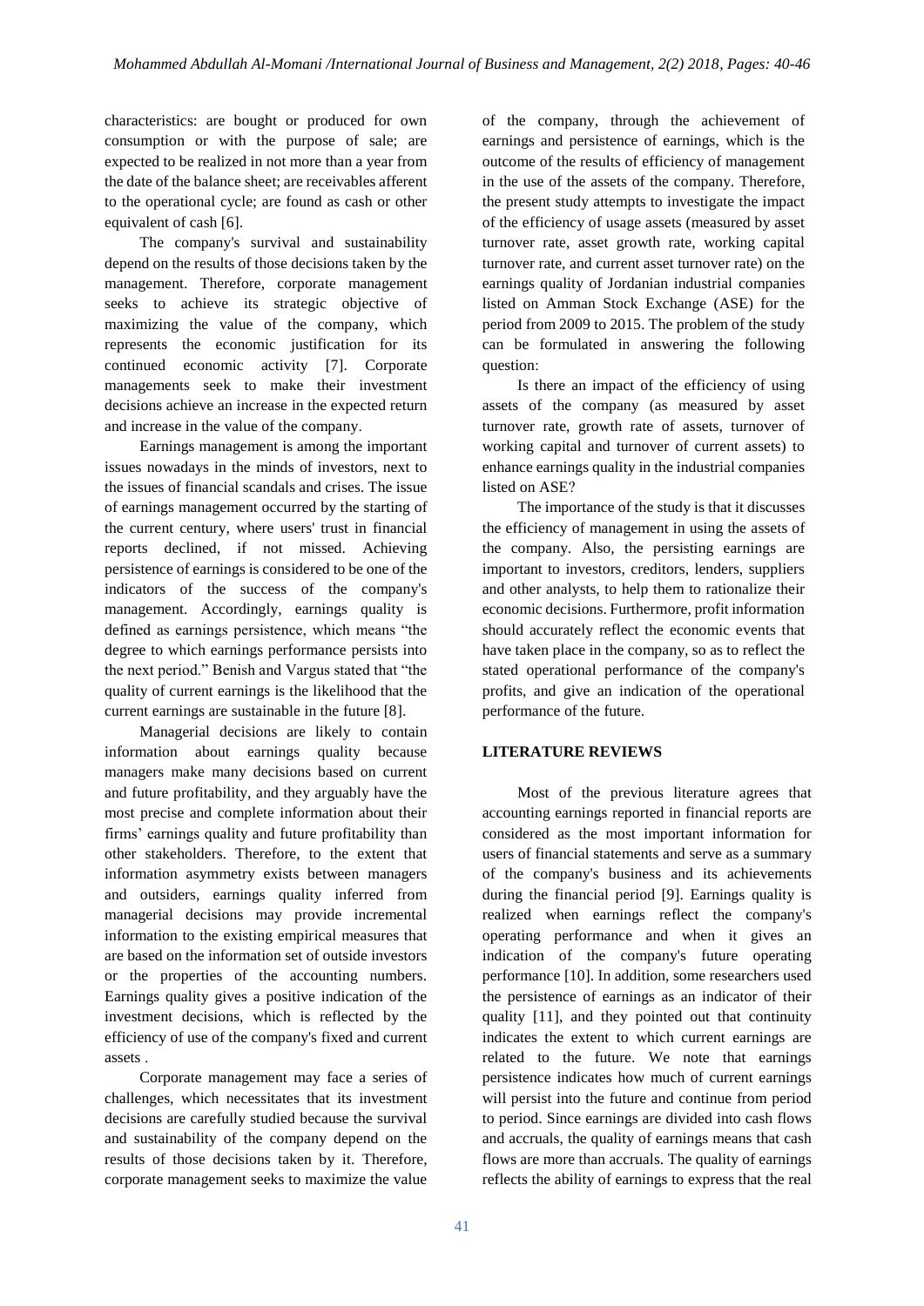characteristics: are bought or produced for own consumption or with the purpose of sale; are expected to be realized in not more than a year from the date of the balance sheet; are receivables afferent to the operational cycle; are found as cash or other equivalent of cash [6].

The company's survival and sustainability depend on the results of those decisions taken by the management. Therefore, corporate management seeks to achieve its strategic objective of maximizing the value of the company, which represents the economic justification for its continued economic activity [7]. Corporate managements seek to make their investment decisions achieve an increase in the expected return and increase in the value of the company.

Earnings management is among the important issues nowadays in the minds of investors, next to the issues of financial scandals and crises. The issue of earnings management occurred by the starting of the current century, where users' trust in financial reports declined, if not missed. Achieving persistence of earnings is considered to be one of the indicators of the success of the company's management. Accordingly, earnings quality is defined as earnings persistence, which means "the degree to which earnings performance persists into the next period." Benish and Vargus stated that "the quality of current earnings is the likelihood that the current earnings are sustainable in the future [8].

Managerial decisions are likely to contain information about earnings quality because managers make many decisions based on current and future profitability, and they arguably have the most precise and complete information about their firms' earnings quality and future profitability than other stakeholders. Therefore, to the extent that information asymmetry exists between managers and outsiders, earnings quality inferred from managerial decisions may provide incremental information to the existing empirical measures that are based on the information set of outside investors or the properties of the accounting numbers. Earnings quality gives a positive indication of the investment decisions, which is reflected by the efficiency of use of the company's fixed and current assets .

Corporate management may face a series of challenges, which necessitates that its investment decisions are carefully studied because the survival and sustainability of the company depend on the results of those decisions taken by it. Therefore, corporate management seeks to maximize the value of the company, through the achievement of earnings and persistence of earnings, which is the outcome of the results of efficiency of management in the use of the assets of the company. Therefore, the present study attempts to investigate the impact of the efficiency of usage assets (measured by asset turnover rate, asset growth rate, working capital turnover rate, and current asset turnover rate) on the earnings quality of Jordanian industrial companies listed on Amman Stock Exchange (ASE) for the period from 2009 to 2015. The problem of the study can be formulated in answering the following question:

Is there an impact of the efficiency of using assets of the company (as measured by asset turnover rate, growth rate of assets, turnover of working capital and turnover of current assets) to enhance earnings quality in the industrial companies listed on ASE?

The importance of the study is that it discusses the efficiency of management in using the assets of the company. Also, the persisting earnings are important to investors, creditors, lenders, suppliers and other analysts, to help them to rationalize their economic decisions. Furthermore, profit information should accurately reflect the economic events that have taken place in the company, so as to reflect the stated operational performance of the company's profits, and give an indication of the operational performance of the future.

## LITERATURE REVIEWS

Most of the previous literature agrees that accounting earnings reported in financial reports are considered as the most important information for users of financial statements and serve as a summary of the company's business and its achievements during the financial period [9]. Earnings quality is realized when earnings reflect the company's operating performance and when it gives an indication of the company's future operating performance [10]. In addition, some researchers used the persistence of earnings as an indicator of their quality [11], and they pointed out that continuity indicates the extent to which current earnings are related to the future. We note that earnings persistence indicates how much of current earnings will persist into the future and continue from period to period. Since earnings are divided into cash flows and accruals, the quality of earnings means that cash flows are more than accruals. The quality of earnings reflects the ability of earnings to express that the real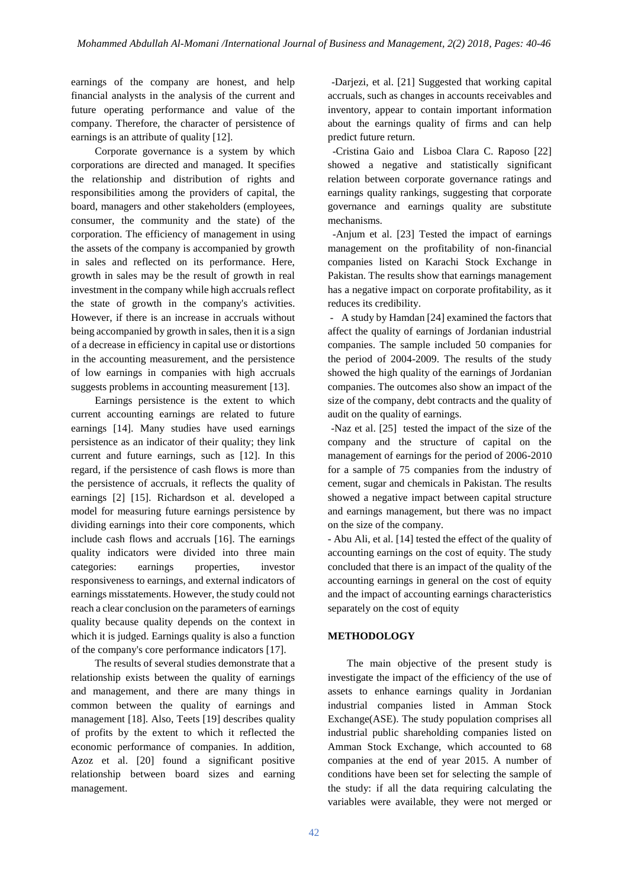earnings of the company are honest, and help financial analysts in the analysis of the current and future operating performance and value of the company. Therefore, the character of persistence of earnings is an attribute of quality [12].

Corporate governance is a system by which corporations are directed and managed. It specifies the relationship and distribution of rights and responsibilities among the providers of capital, the board, managers and other stakeholders (employees, consumer, the community and the state) of the corporation. The efficiency of management in using the assets of the company is accompanied by growth in sales and reflected on its performance. Here, growth in sales may be the result of growth in real investment in the company while high accruals reflect the state of growth in the company's activities. However, if there is an increase in accruals without being accompanied by growth in sales, then it is a sign of a decrease in efficiency in capital use or distortions in the accounting measurement, and the persistence of low earnings in companies with high accruals suggests problems in accounting measurement [13].

Earnings persistence is the extent to which current accounting earnings are related to future earnings [14]. Many studies have used earnings persistence as an indicator of their quality; they link current and future earnings, such as [12]. In this regard, if the persistence of cash flows is more than the persistence of accruals, it reflects the quality of earnings [2] [15]. Richardson et al. developed a model for measuring future earnings persistence by dividing earnings into their core components, which include cash flows and accruals [16]. The earnings quality indicators were divided into three main categories: earnings properties, investor responsiveness to earnings, and external indicators of earnings misstatements. However, the study could not reach a clear conclusion on the parameters of earnings quality because quality depends on the context in which it is judged. Earnings quality is also a function of the company's core performance indicators [17].

The results of several studies demonstrate that a relationship exists between the quality of earnings and management, and there are many things in common between the quality of earnings and management [18]. Also, Teets [19] describes quality of profits by the extent to which it reflected the economic performance of companies. In addition, Azoz et al. [20] found a significant positive relationship between board sizes and earning management.

-Darjezi, et al. [21] Suggested that working capital accruals, such as changes in accounts receivables and inventory, appear to contain important information about the earnings quality of firms and can help predict future return.

-Cristina Gaio and Lisboa Clara C. Raposo [22] showed a negative and statistically significant relation between corporate governance ratings and earnings quality rankings, suggesting that corporate governance and earnings quality are substitute mechanisms.

-Anjum et al. [23] Tested the impact of earnings management on the profitability of non-financial companies listed on Karachi Stock Exchange in Pakistan. The results show that earnings management has a negative impact on corporate profitability, as it reduces its credibility.

- A study by Hamdan [24] examined the factors that affect the quality of earnings of Jordanian industrial companies. The sample included 50 companies for the period of 2004-2009. The results of the study showed the high quality of the earnings of Jordanian companies. The outcomes also show an impact of the size of the company, debt contracts and the quality of audit on the quality of earnings.

-Naz et al. [25] tested the impact of the size of the company and the structure of capital on the management of earnings for the period of 2006-2010 for a sample of 75 companies from the industry of cement, sugar and chemicals in Pakistan. The results showed a negative impact between capital structure and earnings management, but there was no impact on the size of the company.

- Abu Ali, et al. [14] tested the effect of the quality of accounting earnings on the cost of equity. The study concluded that there is an impact of the quality of the accounting earnings in general on the cost of equity and the impact of accounting earnings characteristics separately on the cost of equity

## METHODOLOGY

The main objective of the present study is investigate the impact of the efficiency of the use of assets to enhance earnings quality in Jordanian industrial companies listed in Amman Stock Exchange(ASE). The study population comprises all industrial public shareholding companies listed on Amman Stock Exchange, which accounted to 68 companies at the end of year 2015. A number of conditions have been set for selecting the sample of the study: if all the data requiring calculating the variables were available, they were not merged or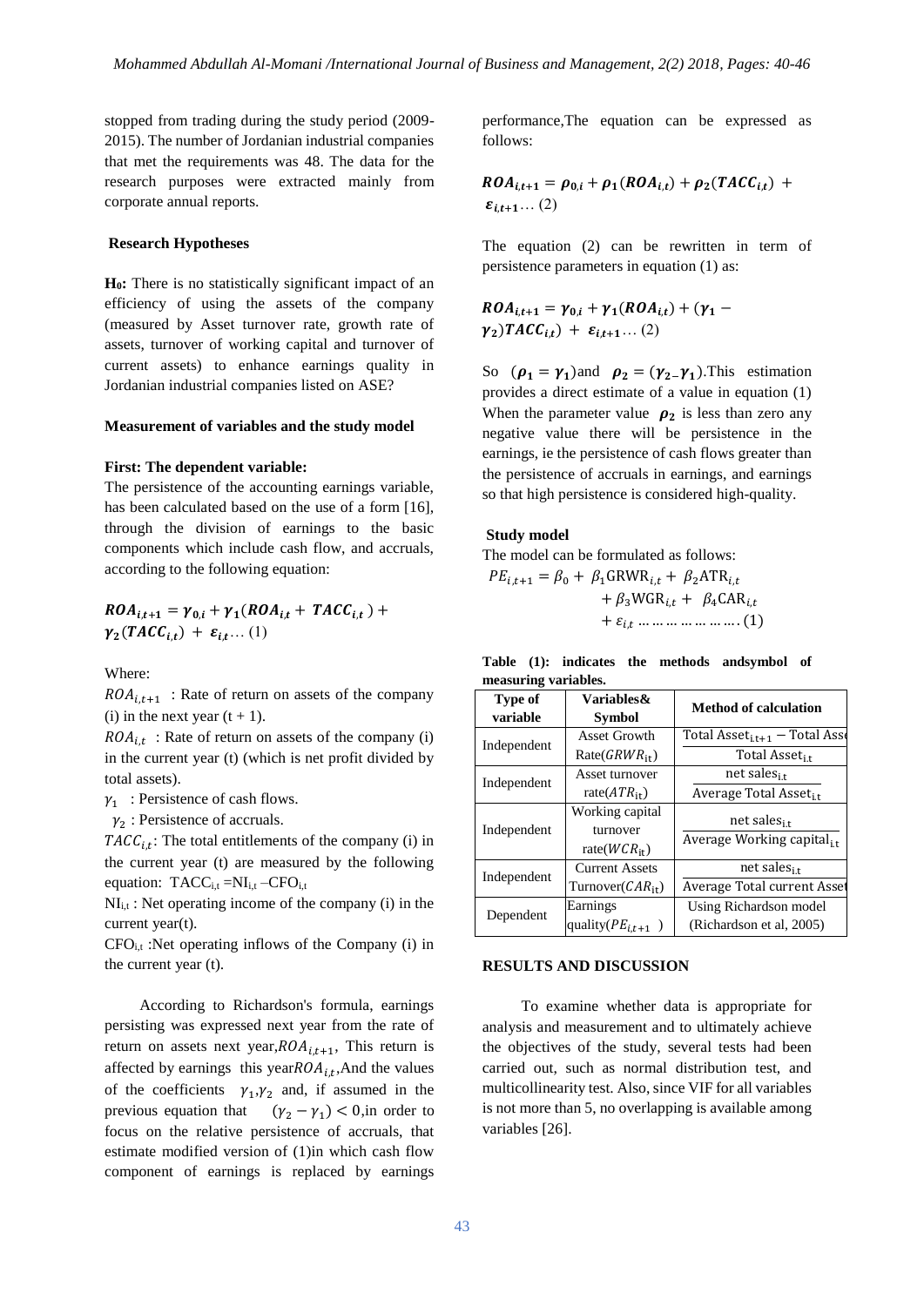stopped from trading during the study period (2009-2015). The number of Jordanian industrial companies that met the requirements was 48. The data for the research purposes were extracted mainly from corporate annual reports.

**Research Hypotheses**

**H₀:** There is no statistically significant impact of an efficiency of using the assets of the company (measured by Asset turnover rate, growth rate of assets, turnover of working capital and turnover of current assets) to enhance earnings quality in Jordanian industrial companies listed on ASE?

**Measurement of variables and the study model**

**First: The dependent variable:**

The persistence of the accounting earnings variable, has been calculated based on the use of a form [16], through the division of earnings to the basic components which include cash flow, and accruals, according to the following equation:

$$\boldsymbol{ROA_{i,t+1} = \gamma_{0,i} + \gamma_1(ROA_{i,t} + TACC_{i,t}) + \gamma_2(TACC_{i,t}) + \varepsilon_{i,t}} \ldots (1)$$

Where:

$ROA_{i,t+1}$ : Rate of return on assets of the company (i) in the next year (t + 1).

$ROA_{i,t}$ : Rate of return on assets of the company (i) in the current year (t) (which is net profit divided by total assets).

$\gamma_1$ : Persistence of cash flows.

$\gamma_2$ : Persistence of accruals.

$TACC_{i,t}$: The total entitlements of the company (i) in the current year (t) are measured by the following equation: $TACC_{i,t} = NI_{i,t} - CFO_{i,t}$

$NI_{i,t}$ : Net operating income of the company (i) in the current year(t).

$CFO_{i,t}$ :Net operating inflows of the Company (i) in the current year (t).

According to Richardson's formula, earnings persisting was expressed next year from the rate of return on assets next year, $ROA_{i,t+1}$, This return is affected by earnings this year $ROA_{i,t}$, And the values of the coefficients $\gamma_1, \gamma_2$ and, if assumed in the previous equation that $(\gamma_2 - \gamma_1) < 0$, in order to focus on the relative persistence of accruals, that estimate modified version of (1)in which cash flow component of earnings is replaced by earnings performance,The equation can be expressed as follows:

$$\boldsymbol{ROA_{i,t+1} = \rho_{0,i} + \rho_1(ROA_{i,t}) + \rho_2(TACC_{i,t}) + \varepsilon_{i,t+1}} \ldots (2)$$

The equation (2) can be rewritten in term of persistence parameters in equation (1) as:

$$\boldsymbol{ROA_{i,t+1} = \gamma_{0,i} + \gamma_1(ROA_{i,t}) + (\gamma_1 - \gamma_2)TACC_{i,t}) + \varepsilon_{i,t+1}} \ldots (2)$$

So $(\boldsymbol{\rho_1 = \gamma_1})$and $\boldsymbol{\rho_2 = (\gamma_2 - \gamma_1)}$.This estimation provides a direct estimate of a value in equation (1) When the parameter value $\boldsymbol{\rho_2}$ is less than zero any negative value there will be persistence in the earnings, ie the persistence of cash flows greater than the persistence of accruals in earnings, and earnings so that high persistence is considered high-quality.

**Study model**

The model can be formulated as follows:

$$PE_{i,t+1} = \beta_0 + \beta_1 \mathrm{GRWR}_{i,t} + \beta_2 \mathrm{ATR}_{i,t} + \beta_3 \mathrm{WGR}_{i,t} + \beta_4 \mathrm{CAR}_{i,t} + \varepsilon_{i,t} \ldots\ldots\ldots\ldots\ldots\ldots (1)$$

**Table (1): indicates the methods andsymbol of measuring variables.**

| Type of variable | Variables& Symbol | Method of calculation |
|---|---|---|
| Independent | Asset Growth Rate($GRWR_{it}$) | $\frac{\text{Total Asset}_{i,t+1} - \text{Total Asset}}{\text{Total Asset}_{i,t}}$ |
| Independent | Asset turnover rate($ATR_{it}$) | $\frac{\text{net sales}_{i,t}}{\text{Average Total Asset}_{i,t}}$ |
| Independent | Working capital turnover rate($WCR_{it}$) | $\frac{\text{net sales}_{i,t}}{\text{Average Working capital}_{i,t}}$ |
| Independent | Current Assets Turnover($CAR_{it}$) | $\frac{\text{net sales}_{i,t}}{\text{Average Total current Asset}}$ |
| Dependent | Earnings quality($PE_{i,t+1}$ ) | Using Richardson model (Richardson et al, 2005) |

**RESULTS AND DISCUSSION**

To examine whether data is appropriate for analysis and measurement and to ultimately achieve the objectives of the study, several tests had been carried out, such as normal distribution test, and multicollinearity test. Also, since VIF for all variables is not more than 5, no overlapping is available among variables [26].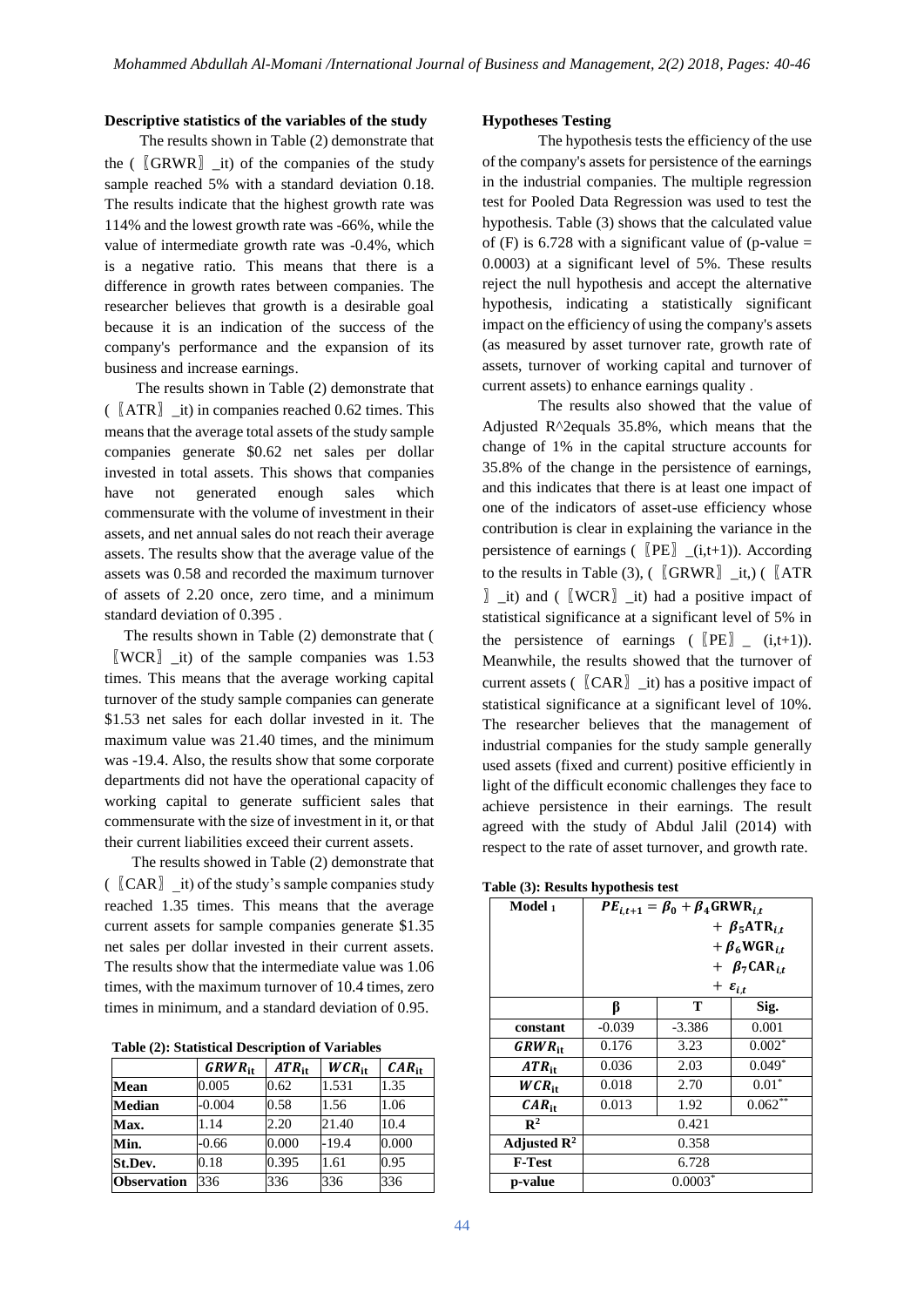### Descriptive statistics of the variables of the study

The results shown in Table (2) demonstrate that the ( 〖GRWR〗 _it) of the companies of the study sample reached 5% with a standard deviation 0.18. The results indicate that the highest growth rate was 114% and the lowest growth rate was -66%, while the value of intermediate growth rate was -0.4%, which is a negative ratio. This means that there is a difference in growth rates between companies. The researcher believes that growth is a desirable goal because it is an indication of the success of the company's performance and the expansion of its business and increase earnings.

The results shown in Table (2) demonstrate that ( 〖ATR〗 _it) in companies reached 0.62 times. This means that the average total assets of the study sample companies generate $0.62 net sales per dollar invested in total assets. This shows that companies have not generated enough sales which commensurate with the volume of investment in their assets, and net annual sales do not reach their average assets. The results show that the average value of the assets was 0.58 and recorded the maximum turnover of assets of 2.20 once, zero time, and a minimum standard deviation of 0.395 .

The results shown in Table (2) demonstrate that ( 〖WCR〗 _it) of the sample companies was 1.53 times. This means that the average working capital turnover of the study sample companies can generate $1.53 net sales for each dollar invested in it. The maximum value was 21.40 times, and the minimum was -19.4. Also, the results show that some corporate departments did not have the operational capacity of working capital to generate sufficient sales that commensurate with the size of investment in it, or that their current liabilities exceed their current assets.

The results showed in Table (2) demonstrate that ( 〖CAR〗 _it) of the study's sample companies study reached 1.35 times. This means that the average current assets for sample companies generate $1.35 net sales per dollar invested in their current assets. The results show that the intermediate value was 1.06 times, with the maximum turnover of 10.4 times, zero times in minimum, and a standard deviation of 0.95.

**Table (2): Statistical Description of Variables**

| | $GRWR_{it}$ | $ATR_{it}$ | $WCR_{it}$ | $CAR_{it}$ |
|---|---|---|---|---|
| **Mean** | 0.005 | 0.62 | 1.531 | 1.35 |
| **Median** | -0.004 | 0.58 | 1.56 | 1.06 |
| **Max.** | 1.14 | 2.20 | 21.40 | 10.4 |
| **Min.** | -0.66 | 0.000 | -19.4 | 0.000 |
| **St.Dev.** | 0.18 | 0.395 | 1.61 | 0.95 |
| **Observation** | 336 | 336 | 336 | 336 |

### Hypotheses Testing

The hypothesis tests the efficiency of the use of the company's assets for persistence of the earnings in the industrial companies. The multiple regression test for Pooled Data Regression was used to test the hypothesis. Table (3) shows that the calculated value of (F) is 6.728 with a significant value of (p-value = 0.0003) at a significant level of 5%. These results reject the null hypothesis and accept the alternative hypothesis, indicating a statistically significant impact on the efficiency of using the company's assets (as measured by asset turnover rate, growth rate of assets, turnover of working capital and turnover of current assets) to enhance earnings quality .

The results also showed that the value of Adjusted R^2equals 35.8%, which means that the change of 1% in the capital structure accounts for 35.8% of the change in the persistence of earnings, and this indicates that there is at least one impact of one of the indicators of asset-use efficiency whose contribution is clear in explaining the variance in the persistence of earnings ( 〖PE〗 _(i,t+1)). According to the results in Table (3), ( 〖GRWR〗 _it,) ( 〖ATR〗 _it) and ( 〖WCR〗 _it) had a positive impact of statistical significance at a significant level of 5% in the persistence of earnings ( 〖PE〗 _ (i,t+1)). Meanwhile, the results showed that the turnover of current assets ( 〖CAR〗 _it) has a positive impact of statistical significance at a significant level of 10%. The researcher believes that the management of industrial companies for the study sample generally used assets (fixed and current) positive efficiently in light of the difficult economic challenges they face to achieve persistence in their earnings. The result agreed with the study of Abdul Jalil (2014) with respect to the rate of asset turnover, and growth rate.

**Table (3): Results hypothesis test**

| Model 1 | $PE_{i,t+1} = \beta_0 + \beta_4 GRWR_{i,t} + \beta_5 ATR_{i,t} + \beta_6 WGR_{i,t} + \beta_7 CAR_{i,t} + \varepsilon_{i,t}$ | | |
|---|---|---|---|
| | **β** | **T** | **Sig.** |
| **constant** | -0.039 | -3.386 | 0.001 |
| $GRWR_{it}$ | 0.176 | 3.23 | $0.002^{*}$ |
| $ATR_{it}$ | 0.036 | 2.03 | $0.049^{*}$ |
| $WCR_{it}$ | 0.018 | 2.70 | $0.01^{*}$ |
| $CAR_{it}$ | 0.013 | 1.92 | $0.062^{**}$ |
| $R^2$ | 0.421 | | |
| **Adjusted $R^2$** | 0.358 | | |
| **F-Test** | 6.728 | | |
| **p-value** | $0.0003^{*}$ | | |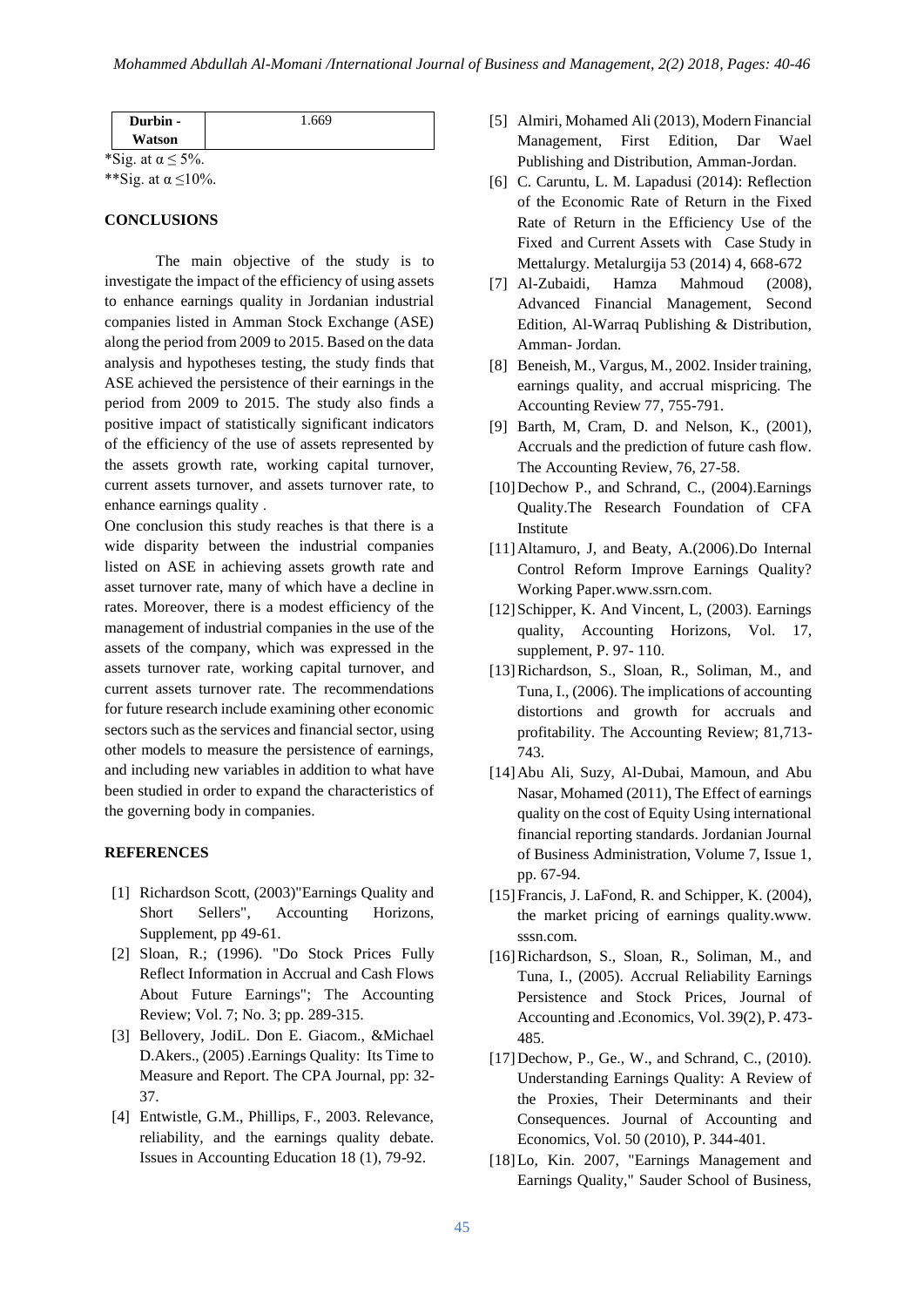| | |
|---|---|
| **Durbin - Watson** | 1.669 |

*Sig. at $\alpha \leq 5\%$.
**Sig. at $\alpha \leq 10\%$.

## CONCLUSIONS

The main objective of the study is to investigate the impact of the efficiency of using assets to enhance earnings quality in Jordanian industrial companies listed in Amman Stock Exchange (ASE) along the period from 2009 to 2015. Based on the data analysis and hypotheses testing, the study finds that ASE achieved the persistence of their earnings in the period from 2009 to 2015. The study also finds a positive impact of statistically significant indicators of the efficiency of the use of assets represented by the assets growth rate, working capital turnover, current assets turnover, and assets turnover rate, to enhance earnings quality .

One conclusion this study reaches is that there is a wide disparity between the industrial companies listed on ASE in achieving assets growth rate and asset turnover rate, many of which have a decline in rates. Moreover, there is a modest efficiency of the management of industrial companies in the use of the assets of the company, which was expressed in the assets turnover rate, working capital turnover, and current assets turnover rate. The recommendations for future research include examining other economic sectors such as the services and financial sector, using other models to measure the persistence of earnings, and including new variables in addition to what have been studied in order to expand the characteristics of the governing body in companies.

## REFERENCES

[1] Richardson Scott, (2003)"Earnings Quality and Short Sellers", Accounting Horizons, Supplement, pp 49-61.

[2] Sloan, R.; (1996). "Do Stock Prices Fully Reflect Information in Accrual and Cash Flows About Future Earnings"; The Accounting Review; Vol. 7; No. 3; pp. 289-315.

[3] Bellovery, JodiL. Don E. Giacom., &Michael D.Akers., (2005) .Earnings Quality: Its Time to Measure and Report. The CPA Journal, pp: 32-37.

[4] Entwistle, G.M., Phillips, F., 2003. Relevance, reliability, and the earnings quality debate. Issues in Accounting Education 18 (1), 79-92.

[5] Almiri, Mohamed Ali (2013), Modern Financial Management, First Edition, Dar Wael Publishing and Distribution, Amman-Jordan.

[6] C. Caruntu, L. M. Lapadusi (2014): Reflection of the Economic Rate of Return in the Fixed Rate of Return in the Efficiency Use of the Fixed and Current Assets with Case Study in Mettalurgy. Metalurgija 53 (2014) 4, 668-672

[7] Al-Zubaidi, Hamza Mahmoud (2008), Advanced Financial Management, Second Edition, Al-Warraq Publishing & Distribution, Amman- Jordan.

[8] Beneish, M., Vargus, M., 2002. Insider training, earnings quality, and accrual mispricing. The Accounting Review 77, 755-791.

[9] Barth, M, Cram, D. and Nelson, K., (2001), Accruals and the prediction of future cash flow. The Accounting Review, 76, 27-58.

[10] Dechow P., and Schrand, C., (2004).Earnings Quality.The Research Foundation of CFA Institute

[11] Altamuro, J, and Beaty, A.(2006).Do Internal Control Reform Improve Earnings Quality? Working Paper.www.ssrn.com.

[12] Schipper, K. And Vincent, L, (2003). Earnings quality, Accounting Horizons, Vol. 17, supplement, P. 97- 110.

[13] Richardson, S., Sloan, R., Soliman, M., and Tuna, I., (2006). The implications of accounting distortions and growth for accruals and profitability. The Accounting Review; 81,713-743.

[14] Abu Ali, Suzy, Al-Dubai, Mamoun, and Abu Nasar, Mohamed (2011), The Effect of earnings quality on the cost of Equity Using international financial reporting standards. Jordanian Journal of Business Administration, Volume 7, Issue 1, pp. 67-94.

[15] Francis, J. LaFond, R. and Schipper, K. (2004), the market pricing of earnings quality.www. sssn.com.

[16] Richardson, S., Sloan, R., Soliman, M., and Tuna, I., (2005). Accrual Reliability Earnings Persistence and Stock Prices, Journal of Accounting and .Economics, Vol. 39(2), P. 473-485.

[17] Dechow, P., Ge., W., and Schrand, C., (2010). Understanding Earnings Quality: A Review of the Proxies, Their Determinants and their Consequences. Journal of Accounting and Economics, Vol. 50 (2010), P. 344-401.

[18] Lo, Kin. 2007, "Earnings Management and Earnings Quality," Sauder School of Business,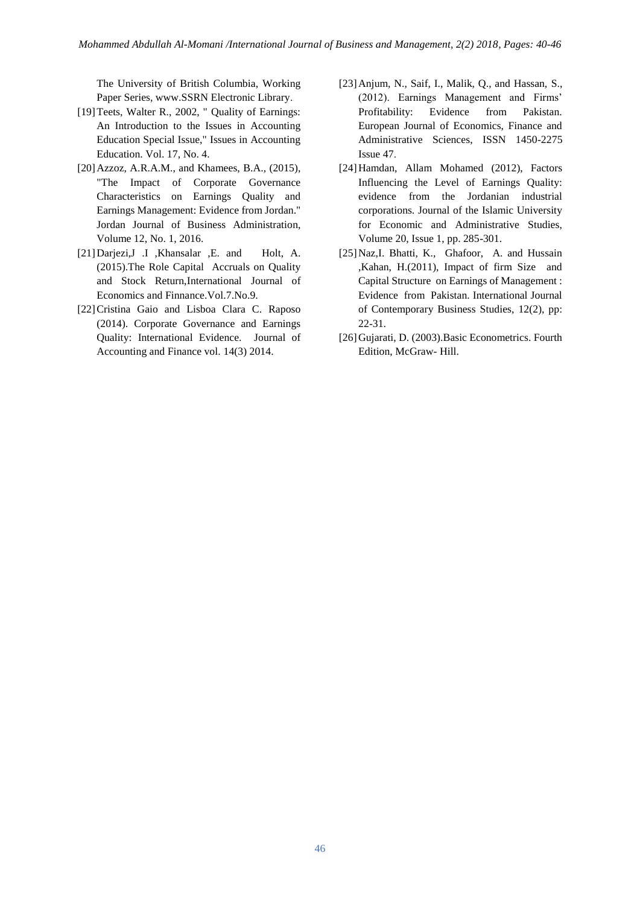The University of British Columbia, Working Paper Series, www.SSRN Electronic Library.

[19] Teets, Walter R., 2002, " Quality of Earnings: An Introduction to the Issues in Accounting Education Special Issue," Issues in Accounting Education. Vol. 17, No. 4.

[20] Azzoz, A.R.A.M., and Khamees, B.A., (2015), "The Impact of Corporate Governance Characteristics on Earnings Quality and Earnings Management: Evidence from Jordan." Jordan Journal of Business Administration, Volume 12, No. 1, 2016.

[21] Darjezi,J .I ,Khansalar ,E. and Holt, A. (2015).The Role Capital Accruals on Quality and Stock Return,International Journal of Economics and Finnance.Vol.7.No.9.

[22] Cristina Gaio and Lisboa Clara C. Raposo (2014). Corporate Governance and Earnings Quality: International Evidence. Journal of Accounting and Finance vol. 14(3) 2014.

[23] Anjum, N., Saif, I., Malik, Q., and Hassan, S., (2012). Earnings Management and Firms' Profitability: Evidence from Pakistan. European Journal of Economics, Finance and Administrative Sciences, ISSN 1450-2275 Issue 47.

[24] Hamdan, Allam Mohamed (2012), Factors Influencing the Level of Earnings Quality: evidence from the Jordanian industrial corporations. Journal of the Islamic University for Economic and Administrative Studies, Volume 20, Issue 1, pp. 285-301.

[25] Naz,I. Bhatti, K., Ghafoor, A. and Hussain ,Kahan, H.(2011), Impact of firm Size and Capital Structure on Earnings of Management : Evidence from Pakistan. International Journal of Contemporary Business Studies, 12(2), pp: 22-31.

[26] Gujarati, D. (2003).Basic Econometrics. Fourth Edition, McGraw- Hill.